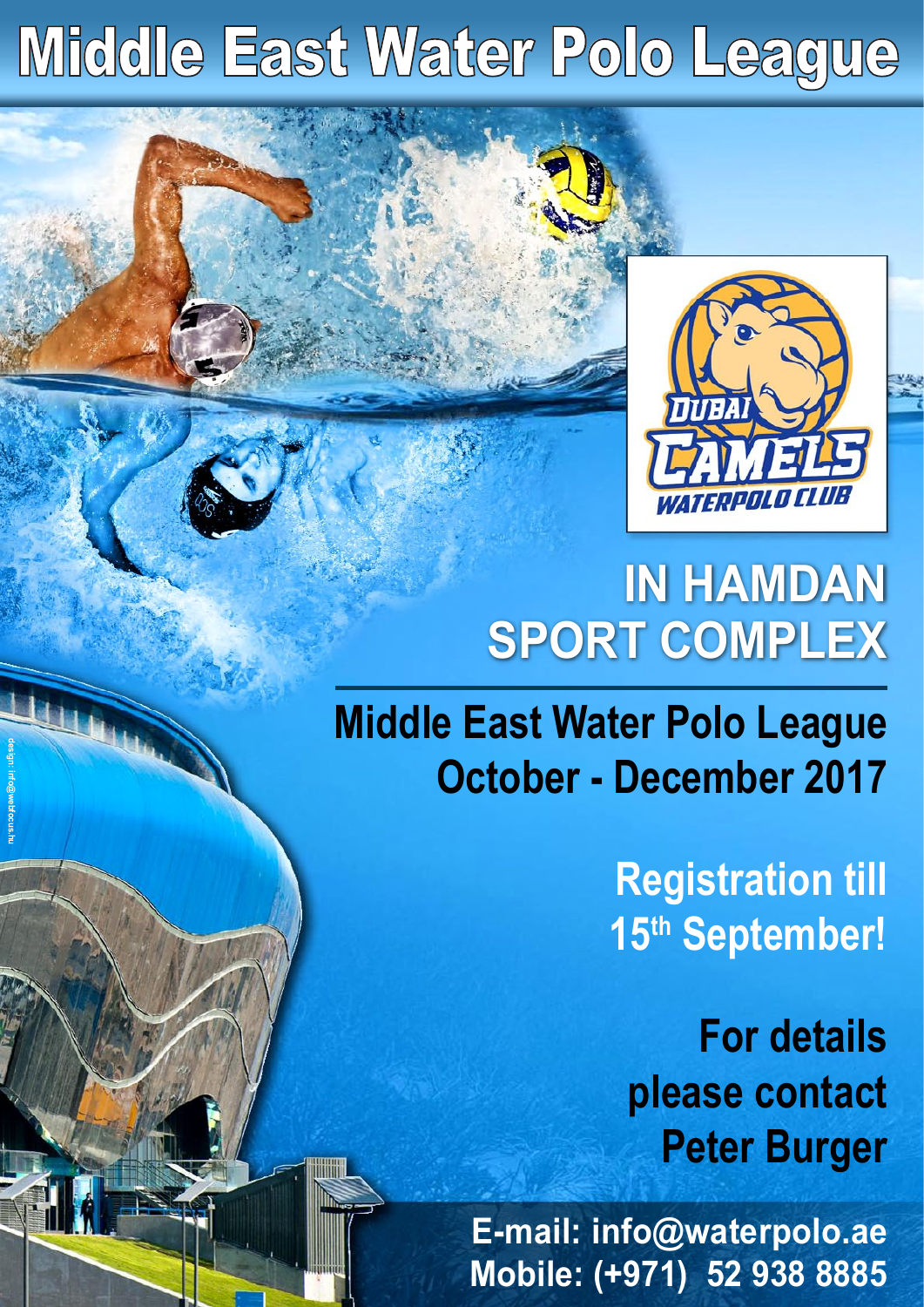# Middle East Water Polo League

DUBAI CAMELS WATERPOLO CLUB

## IN HAMDAN SPORT COMPLEX

**Middle East Water Polo League**
**October - December 2017**

**Registration till 15th September!**

**For details please contact Peter Burger**

**E-mail: info@waterpolo.ae**
**Mobile: (+971) 52 938 8885**

design: info@webfocus.hu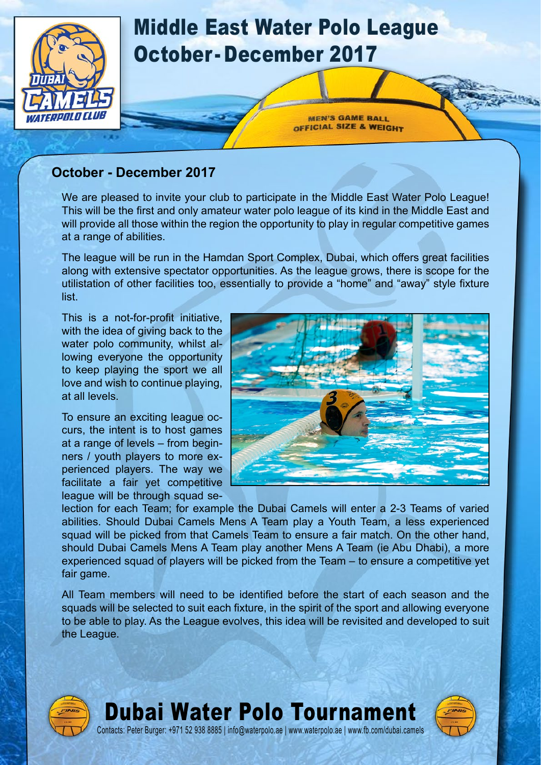# Middle East Water Polo League October - December 2017

## October - December 2017

We are pleased to invite your club to participate in the Middle East Water Polo League! This will be the first and only amateur water polo league of its kind in the Middle East and will provide all those within the region the opportunity to play in regular competitive games at a range of abilities.

The league will be run in the Hamdan Sport Complex, Dubai, which offers great facilities along with extensive spectator opportunities. As the league grows, there is scope for the utilistation of other facilities too, essentially to provide a "home" and "away" style fixture list.

This is a not-for-profit initiative, with the idea of giving back to the water polo community, whilst allowing everyone the opportunity to keep playing the sport we all love and wish to continue playing, at all levels.

To ensure an exciting league occurs, the intent is to host games at a range of levels – from beginners / youth players to more experienced players. The way we facilitate a fair yet competitive league will be through squad selection for each Team; for example the Dubai Camels will enter a 2-3 Teams of varied abilities. Should Dubai Camels Mens A Team play a Youth Team, a less experienced squad will be picked from that Camels Team to ensure a fair match. On the other hand, should Dubai Camels Mens A Team play another Mens A Team (ie Abu Dhabi), a more experienced squad of players will be picked from the Team – to ensure a competitive yet fair game.

All Team members will need to be identified before the start of each season and the squads will be selected to suit each fixture, in the spirit of the sport and allowing everyone to be able to play. As the League evolves, this idea will be revisited and developed to suit the League.

## Dubai Water Polo Tournament

Contacts: Peter Burger: +971 52 938 8885 | info@waterpolo.ae | www.waterpolo.ae | www.fb.com/dubai.camels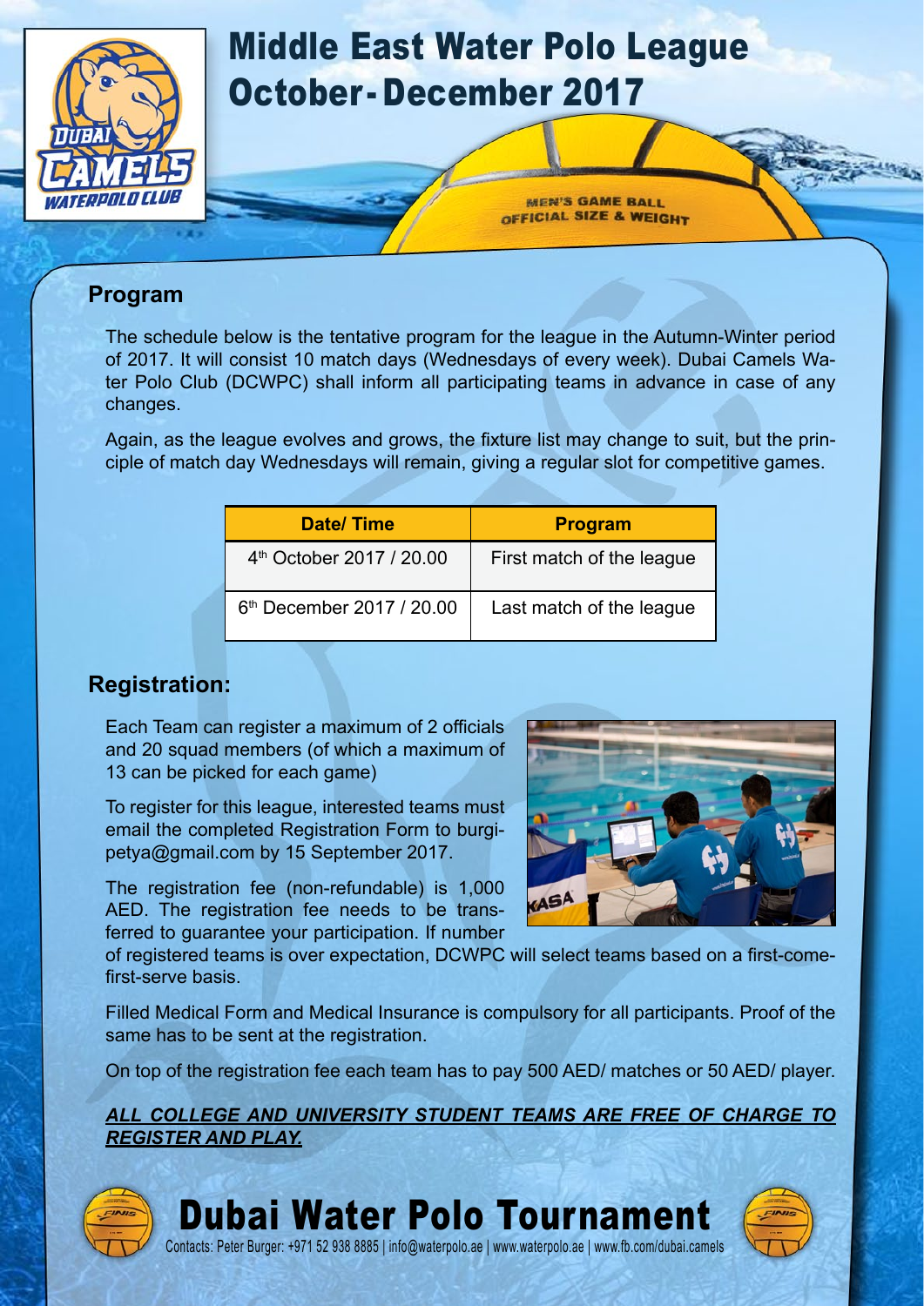# Middle East Water Polo League
# October-December 2017

## Program

The schedule below is the tentative program for the league in the Autumn-Winter period of 2017. It will consist 10 match days (Wednesdays of every week). Dubai Camels Water Polo Club (DCWPC) shall inform all participating teams in advance in case of any changes.

Again, as the league evolves and grows, the fixture list may change to suit, but the principle of match day Wednesdays will remain, giving a regular slot for competitive games.

| Date/ Time | Program |
|---|---|
| 4th October 2017 / 20.00 | First match of the league |
| 6th December 2017 / 20.00 | Last match of the league |

## Registration:

Each Team can register a maximum of 2 officials and 20 squad members (of which a maximum of 13 can be picked for each game)

To register for this league, interested teams must email the completed Registration Form to burgipetya@gmail.com by 15 September 2017.

The registration fee (non-refundable) is 1,000 AED. The registration fee needs to be transferred to guarantee your participation. If number of registered teams is over expectation, DCWPC will select teams based on a first-come-first-serve basis.

Filled Medical Form and Medical Insurance is compulsory for all participants. Proof of the same has to be sent at the registration.

On top of the registration fee each team has to pay 500 AED/ matches or 50 AED/ player.

***ALL COLLEGE AND UNIVERSITY STUDENT TEAMS ARE FREE OF CHARGE TO REGISTER AND PLAY.***

# Dubai Water Polo Tournament

Contacts: Peter Burger: +971 52 938 8885 | info@waterpolo.ae | www.waterpolo.ae | www.fb.com/dubai.camels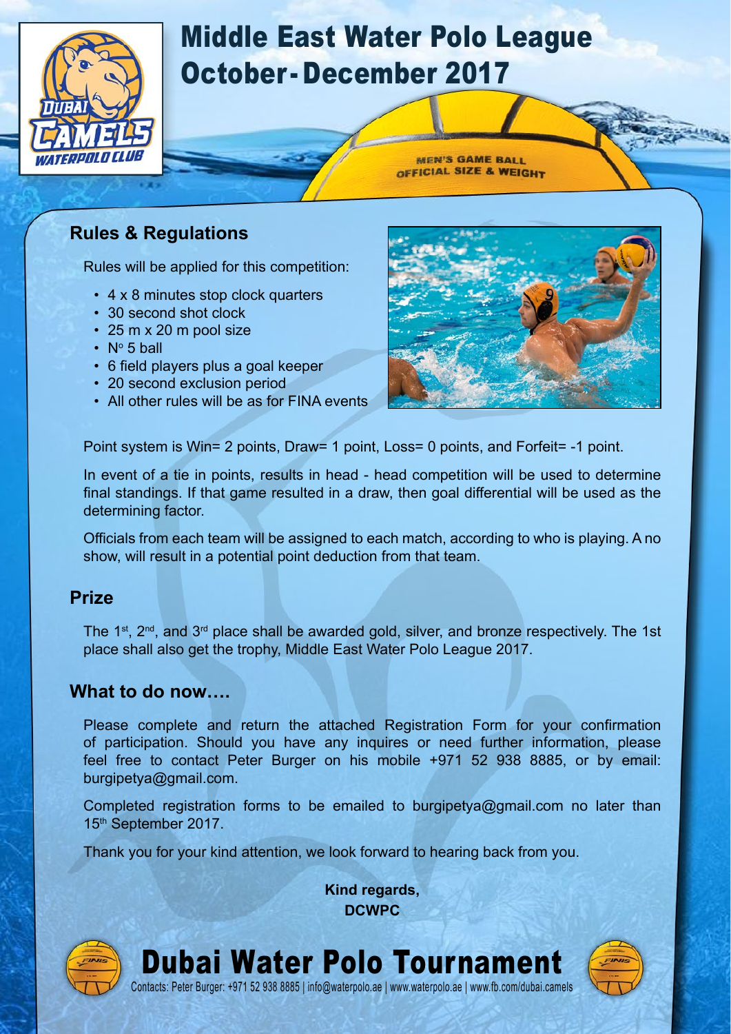# Middle East Water Polo League October-December 2017

## Rules & Regulations

Rules will be applied for this competition:

- 4 x 8 minutes stop clock quarters
- 30 second shot clock
- 25 m x 20 m pool size
- N° 5 ball
- 6 field players plus a goal keeper
- 20 second exclusion period
- All other rules will be as for FINA events

Point system is Win= 2 points, Draw= 1 point, Loss= 0 points, and Forfeit= -1 point.

In event of a tie in points, results in head - head competition will be used to determine final standings. If that game resulted in a draw, then goal differential will be used as the determining factor.

Officials from each team will be assigned to each match, according to who is playing. A no show, will result in a potential point deduction from that team.

## Prize

The 1st, 2nd, and 3rd place shall be awarded gold, silver, and bronze respectively. The 1st place shall also get the trophy, Middle East Water Polo League 2017.

## What to do now….

Please complete and return the attached Registration Form for your confirmation of participation. Should you have any inquires or need further information, please feel free to contact Peter Burger on his mobile +971 52 938 8885, or by email: burgipetya@gmail.com.

Completed registration forms to be emailed to burgipetya@gmail.com no later than 15th September 2017.

Thank you for your kind attention, we look forward to hearing back from you.

**Kind regards,**
**DCWPC**

# Dubai Water Polo Tournament

Contacts: Peter Burger: +971 52 938 8885 | info@waterpolo.ae | www.waterpolo.ae | www.fb.com/dubai.camels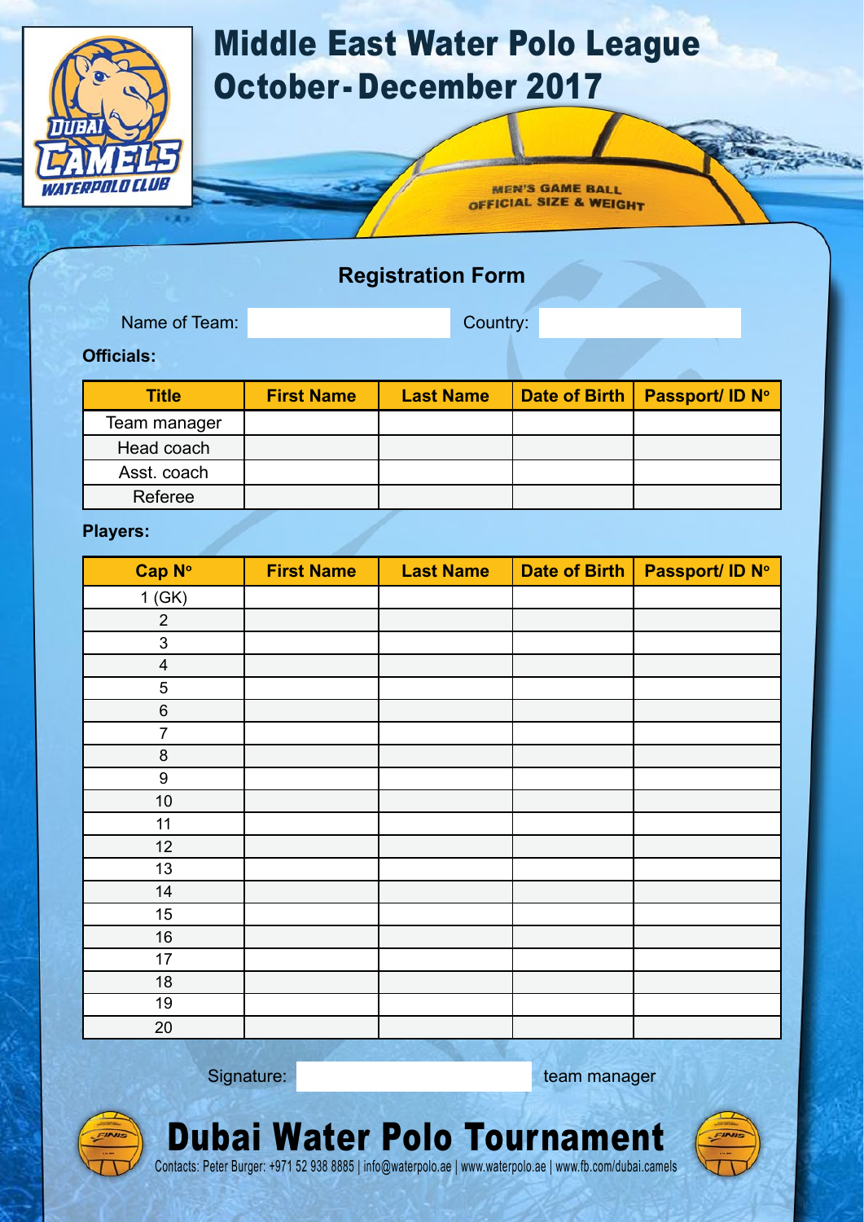# Middle East Water Polo League October-December 2017

## Registration Form

Name of Team: Country:

**Officials:**

| Title | First Name | Last Name | Date of Birth | Passport/ ID N° |
|---|---|---|---|---|
| Team manager | | | | |
| Head coach | | | | |
| Asst. coach | | | | |
| Referee | | | | |

**Players:**

| Cap N° | First Name | Last Name | Date of Birth | Passport/ ID N° |
|---|---|---|---|---|
| 1 (GK) | | | | |
| 2 | | | | |
| 3 | | | | |
| 4 | | | | |
| 5 | | | | |
| 6 | | | | |
| 7 | | | | |
| 8 | | | | |
| 9 | | | | |
| 10 | | | | |
| 11 | | | | |
| 12 | | | | |
| 13 | | | | |
| 14 | | | | |
| 15 | | | | |
| 16 | | | | |
| 17 | | | | |
| 18 | | | | |
| 19 | | | | |
| 20 | | | | |

Signature: team manager

# Dubai Water Polo Tournament

Contacts: Peter Burger: +971 52 938 8885 | info@waterpolo.ae | www.waterpolo.ae | www.fb.com/dubai.camels